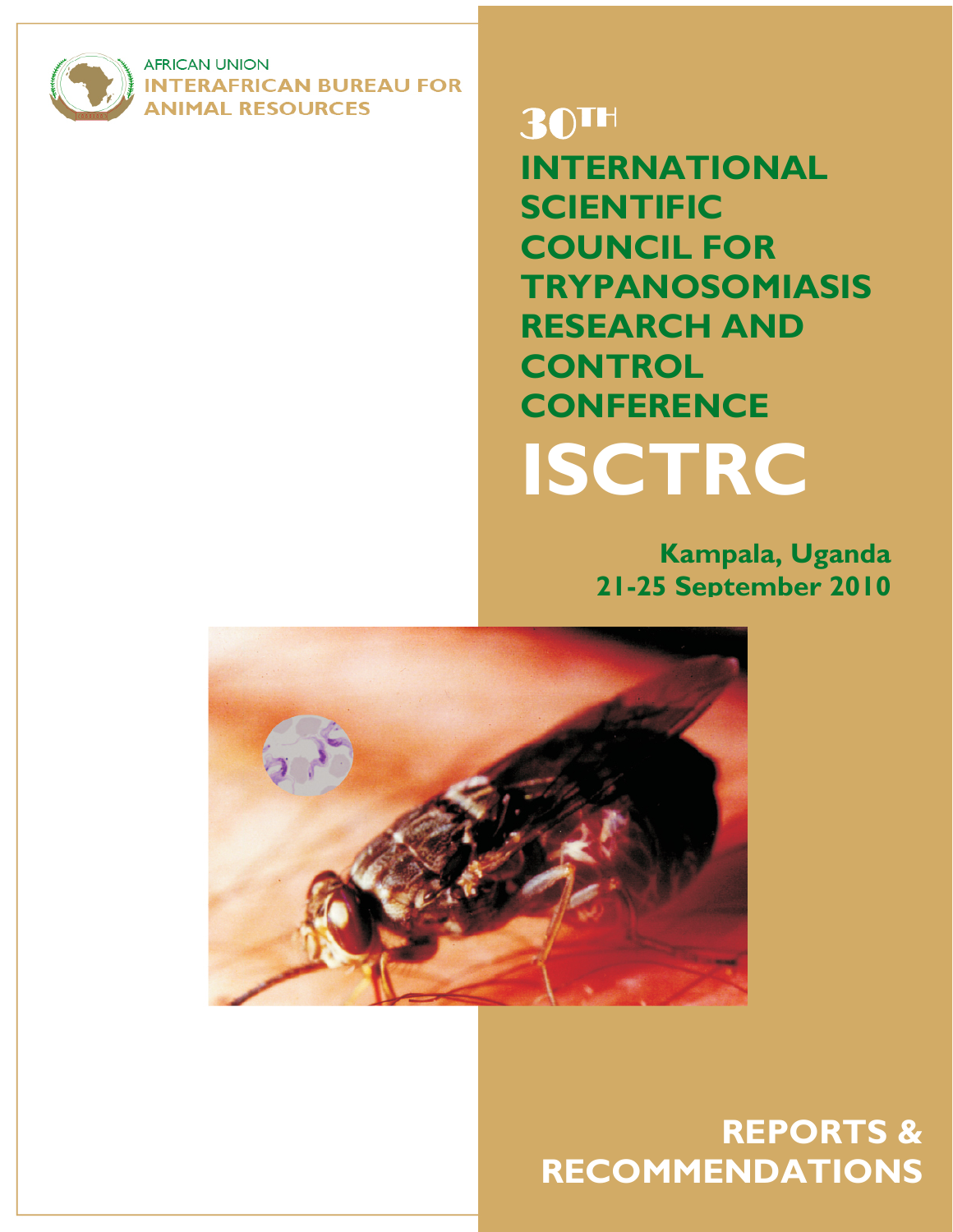AFRICAN UNION

INTERAFRICAN BUREAU FOR ANIMAL RESOURCES

# 30TH INTERNATIONAL SCIENTIFIC COUNCIL FOR TRYPANOSOMIASIS RESEARCH AND CONTROL CONFERENCE

# ISCTRC

**Kampala, Uganda**
**21-25 September 2010**

## REPORTS & RECOMMENDATIONS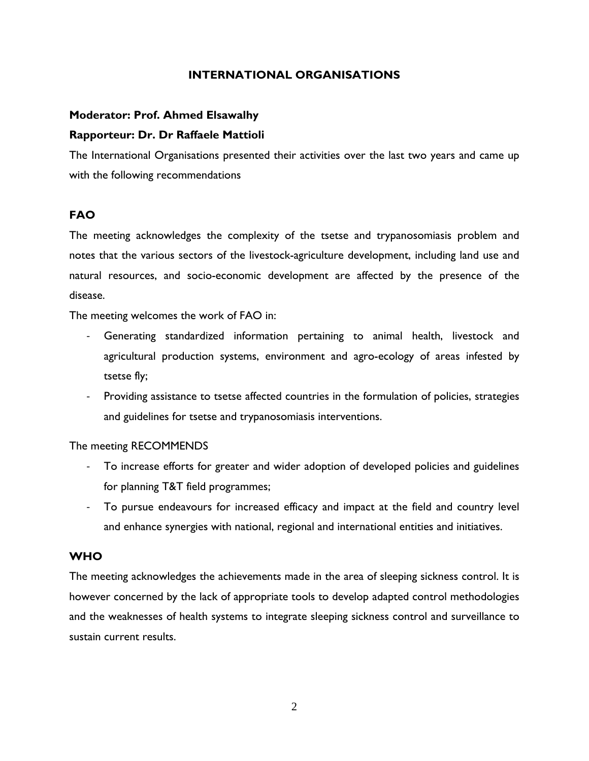# INTERNATIONAL ORGANISATIONS

**Moderator: Prof. Ahmed Elsawalhy**

**Rapporteur: Dr. Dr Raffaele Mattioli**

The International Organisations presented their activities over the last two years and came up with the following recommendations

## FAO

The meeting acknowledges the complexity of the tsetse and trypanosomiasis problem and notes that the various sectors of the livestock-agriculture development, including land use and natural resources, and socio-economic development are affected by the presence of the disease.

The meeting welcomes the work of FAO in:

- Generating standardized information pertaining to animal health, livestock and agricultural production systems, environment and agro-ecology of areas infested by tsetse fly;
- Providing assistance to tsetse affected countries in the formulation of policies, strategies and guidelines for tsetse and trypanosomiasis interventions.

The meeting RECOMMENDS

- To increase efforts for greater and wider adoption of developed policies and guidelines for planning T&T field programmes;
- To pursue endeavours for increased efficacy and impact at the field and country level and enhance synergies with national, regional and international entities and initiatives.

## WHO

The meeting acknowledges the achievements made in the area of sleeping sickness control. It is however concerned by the lack of appropriate tools to develop adapted control methodologies and the weaknesses of health systems to integrate sleeping sickness control and surveillance to sustain current results.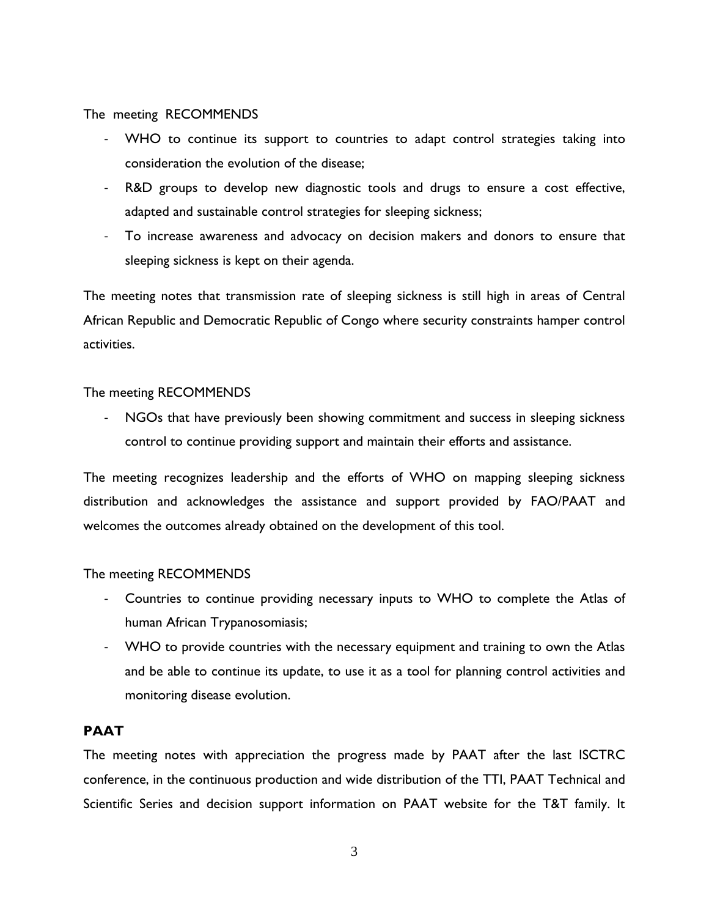The meeting RECOMMENDS

- WHO to continue its support to countries to adapt control strategies taking into consideration the evolution of the disease;
- R&D groups to develop new diagnostic tools and drugs to ensure a cost effective, adapted and sustainable control strategies for sleeping sickness;
- To increase awareness and advocacy on decision makers and donors to ensure that sleeping sickness is kept on their agenda.

The meeting notes that transmission rate of sleeping sickness is still high in areas of Central African Republic and Democratic Republic of Congo where security constraints hamper control activities.

The meeting RECOMMENDS

- NGOs that have previously been showing commitment and success in sleeping sickness control to continue providing support and maintain their efforts and assistance.

The meeting recognizes leadership and the efforts of WHO on mapping sleeping sickness distribution and acknowledges the assistance and support provided by FAO/PAAT and welcomes the outcomes already obtained on the development of this tool.

The meeting RECOMMENDS

- Countries to continue providing necessary inputs to WHO to complete the Atlas of human African Trypanosomiasis;
- WHO to provide countries with the necessary equipment and training to own the Atlas and be able to continue its update, to use it as a tool for planning control activities and monitoring disease evolution.

## PAAT

The meeting notes with appreciation the progress made by PAAT after the last ISCTRC conference, in the continuous production and wide distribution of the TTI, PAAT Technical and Scientific Series and decision support information on PAAT website for the T&T family. It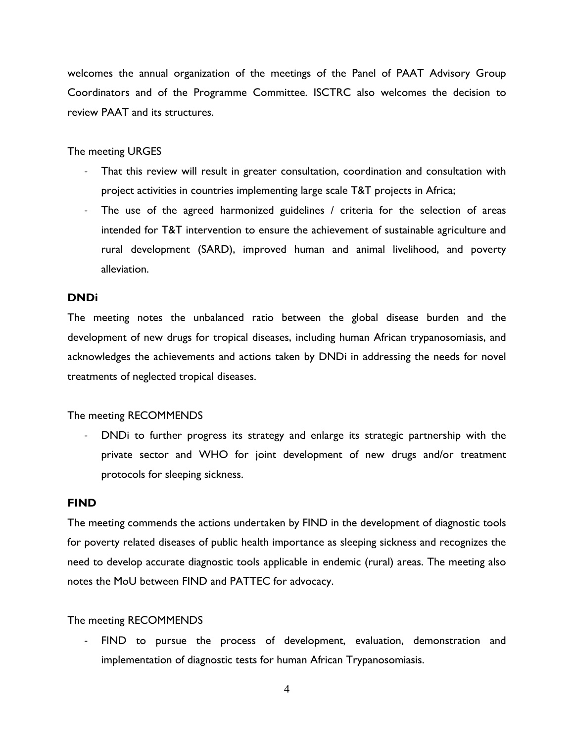welcomes the annual organization of the meetings of the Panel of PAAT Advisory Group Coordinators and of the Programme Committee. ISCTRC also welcomes the decision to review PAAT and its structures.

The meeting URGES

- That this review will result in greater consultation, coordination and consultation with project activities in countries implementing large scale T&T projects in Africa;
- The use of the agreed harmonized guidelines / criteria for the selection of areas intended for T&T intervention to ensure the achievement of sustainable agriculture and rural development (SARD), improved human and animal livelihood, and poverty alleviation.

**DNDi**

The meeting notes the unbalanced ratio between the global disease burden and the development of new drugs for tropical diseases, including human African trypanosomiasis, and acknowledges the achievements and actions taken by DNDi in addressing the needs for novel treatments of neglected tropical diseases.

The meeting RECOMMENDS

- DNDi to further progress its strategy and enlarge its strategic partnership with the private sector and WHO for joint development of new drugs and/or treatment protocols for sleeping sickness.

**FIND**

The meeting commends the actions undertaken by FIND in the development of diagnostic tools for poverty related diseases of public health importance as sleeping sickness and recognizes the need to develop accurate diagnostic tools applicable in endemic (rural) areas. The meeting also notes the MoU between FIND and PATTEC for advocacy.

The meeting RECOMMENDS

- FIND to pursue the process of development, evaluation, demonstration and implementation of diagnostic tests for human African Trypanosomiasis.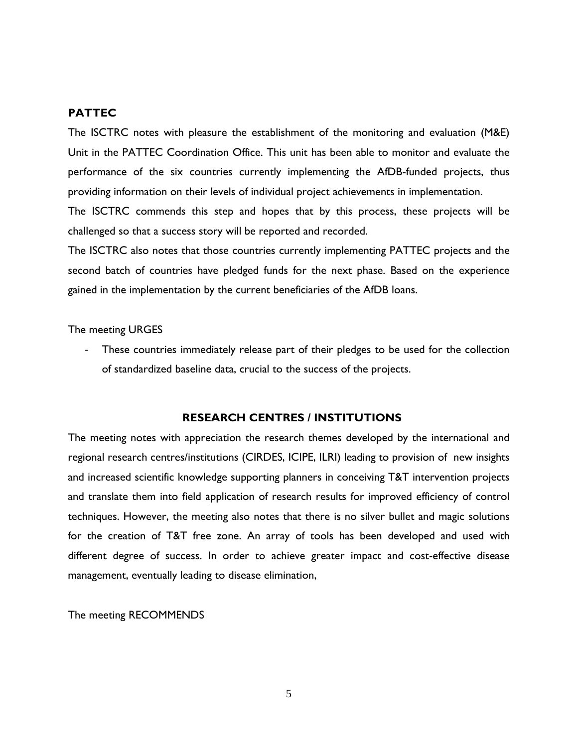### PATTEC

The ISCTRC notes with pleasure the establishment of the monitoring and evaluation (M&E) Unit in the PATTEC Coordination Office. This unit has been able to monitor and evaluate the performance of the six countries currently implementing the AfDB-funded projects, thus providing information on their levels of individual project achievements in implementation.

The ISCTRC commends this step and hopes that by this process, these projects will be challenged so that a success story will be reported and recorded.

The ISCTRC also notes that those countries currently implementing PATTEC projects and the second batch of countries have pledged funds for the next phase. Based on the experience gained in the implementation by the current beneficiaries of the AfDB loans.

The meeting URGES

- These countries immediately release part of their pledges to be used for the collection of standardized baseline data, crucial to the success of the projects.

### RESEARCH CENTRES / INSTITUTIONS

The meeting notes with appreciation the research themes developed by the international and regional research centres/institutions (CIRDES, ICIPE, ILRI) leading to provision of new insights and increased scientific knowledge supporting planners in conceiving T&T intervention projects and translate them into field application of research results for improved efficiency of control techniques. However, the meeting also notes that there is no silver bullet and magic solutions for the creation of T&T free zone. An array of tools has been developed and used with different degree of success. In order to achieve greater impact and cost-effective disease management, eventually leading to disease elimination,

The meeting RECOMMENDS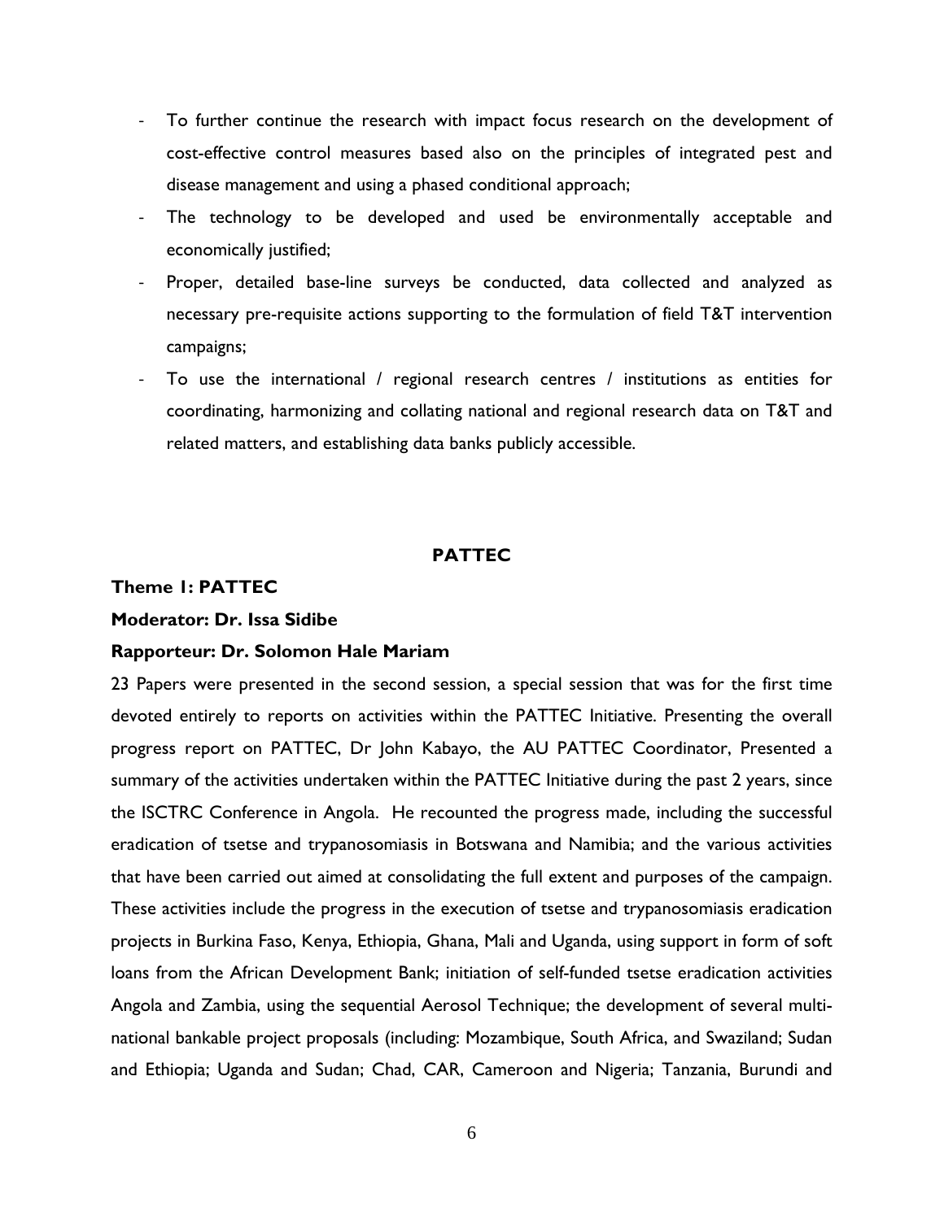- To further continue the research with impact focus research on the development of cost-effective control measures based also on the principles of integrated pest and disease management and using a phased conditional approach;
- The technology to be developed and used be environmentally acceptable and economically justified;
- Proper, detailed base-line surveys be conducted, data collected and analyzed as necessary pre-requisite actions supporting to the formulation of field T&T intervention campaigns;
- To use the international / regional research centres / institutions as entities for coordinating, harmonizing and collating national and regional research data on T&T and related matters, and establishing data banks publicly accessible.

## PATTEC

**Theme 1: PATTEC**

**Moderator: Dr. Issa Sidibe**

**Rapporteur: Dr. Solomon Hale Mariam**

23 Papers were presented in the second session, a special session that was for the first time devoted entirely to reports on activities within the PATTEC Initiative. Presenting the overall progress report on PATTEC, Dr John Kabayo, the AU PATTEC Coordinator, Presented a summary of the activities undertaken within the PATTEC Initiative during the past 2 years, since the ISCTRC Conference in Angola. He recounted the progress made, including the successful eradication of tsetse and trypanosomiasis in Botswana and Namibia; and the various activities that have been carried out aimed at consolidating the full extent and purposes of the campaign. These activities include the progress in the execution of tsetse and trypanosomiasis eradication projects in Burkina Faso, Kenya, Ethiopia, Ghana, Mali and Uganda, using support in form of soft loans from the African Development Bank; initiation of self-funded tsetse eradication activities Angola and Zambia, using the sequential Aerosol Technique; the development of several multi-national bankable project proposals (including: Mozambique, South Africa, and Swaziland; Sudan and Ethiopia; Uganda and Sudan; Chad, CAR, Cameroon and Nigeria; Tanzania, Burundi and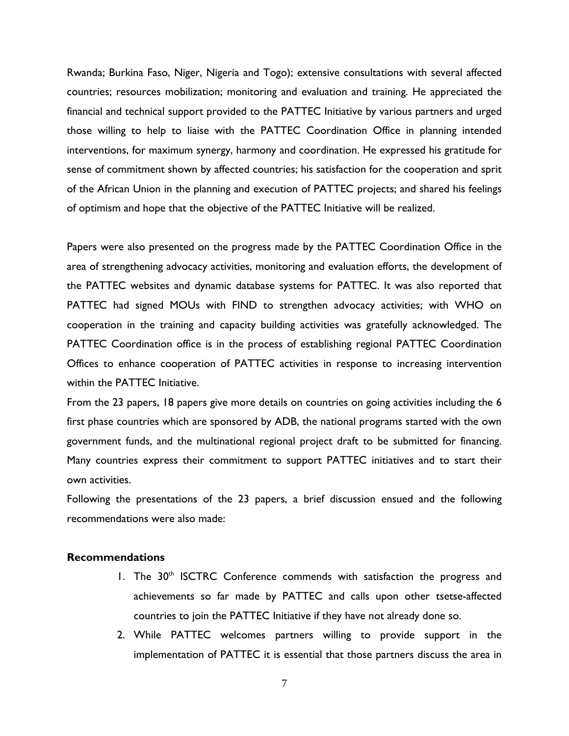Rwanda; Burkina Faso, Niger, Nigeria and Togo); extensive consultations with several affected countries; resources mobilization; monitoring and evaluation and training. He appreciated the financial and technical support provided to the PATTEC Initiative by various partners and urged those willing to help to liaise with the PATTEC Coordination Office in planning intended interventions, for maximum synergy, harmony and coordination. He expressed his gratitude for sense of commitment shown by affected countries; his satisfaction for the cooperation and sprit of the African Union in the planning and execution of PATTEC projects; and shared his feelings of optimism and hope that the objective of the PATTEC Initiative will be realized.

Papers were also presented on the progress made by the PATTEC Coordination Office in the area of strengthening advocacy activities, monitoring and evaluation efforts, the development of the PATTEC websites and dynamic database systems for PATTEC. It was also reported that PATTEC had signed MOUs with FIND to strengthen advocacy activities; with WHO on cooperation in the training and capacity building activities was gratefully acknowledged. The PATTEC Coordination office is in the process of establishing regional PATTEC Coordination Offices to enhance cooperation of PATTEC activities in response to increasing intervention within the PATTEC Initiative.

From the 23 papers, 18 papers give more details on countries on going activities including the 6 first phase countries which are sponsored by ADB, the national programs started with the own government funds, and the multinational regional project draft to be submitted for financing. Many countries express their commitment to support PATTEC initiatives and to start their own activities.

Following the presentations of the 23 papers, a brief discussion ensued and the following recommendations were also made:

**Recommendations**

1. The 30th ISCTRC Conference commends with satisfaction the progress and achievements so far made by PATTEC and calls upon other tsetse-affected countries to join the PATTEC Initiative if they have not already done so.
2. While PATTEC welcomes partners willing to provide support in the implementation of PATTEC it is essential that those partners discuss the area in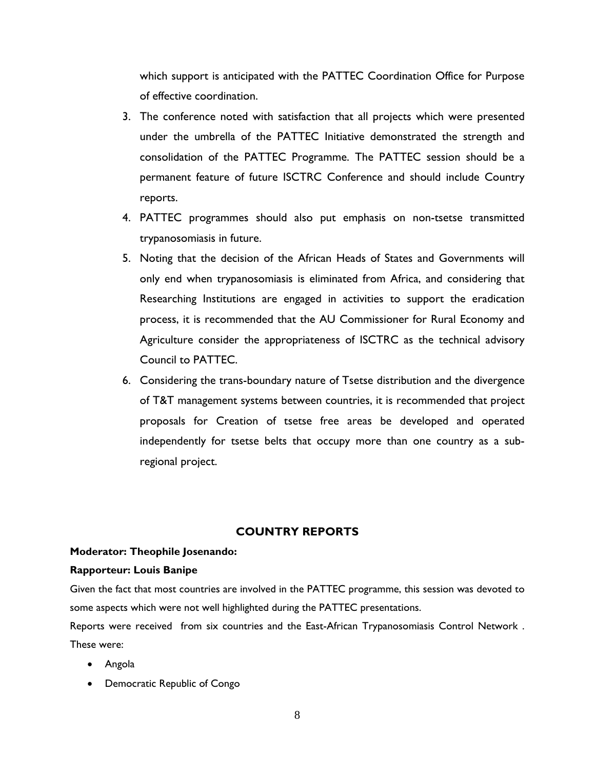which support is anticipated with the PATTEC Coordination Office for Purpose of effective coordination.

3. The conference noted with satisfaction that all projects which were presented under the umbrella of the PATTEC Initiative demonstrated the strength and consolidation of the PATTEC Programme. The PATTEC session should be a permanent feature of future ISCTRC Conference and should include Country reports.
4. PATTEC programmes should also put emphasis on non-tsetse transmitted trypanosomiasis in future.
5. Noting that the decision of the African Heads of States and Governments will only end when trypanosomiasis is eliminated from Africa, and considering that Researching Institutions are engaged in activities to support the eradication process, it is recommended that the AU Commissioner for Rural Economy and Agriculture consider the appropriateness of ISCTRC as the technical advisory Council to PATTEC.
6. Considering the trans-boundary nature of Tsetse distribution and the divergence of T&T management systems between countries, it is recommended that project proposals for Creation of tsetse free areas be developed and operated independently for tsetse belts that occupy more than one country as a sub-regional project.

## COUNTRY REPORTS

**Moderator: Theophile Josenando:**

**Rapporteur: Louis Banipe**

Given the fact that most countries are involved in the PATTEC programme, this session was devoted to some aspects which were not well highlighted during the PATTEC presentations.

Reports were received from six countries and the East-African Trypanosomiasis Control Network . These were:

- Angola
- Democratic Republic of Congo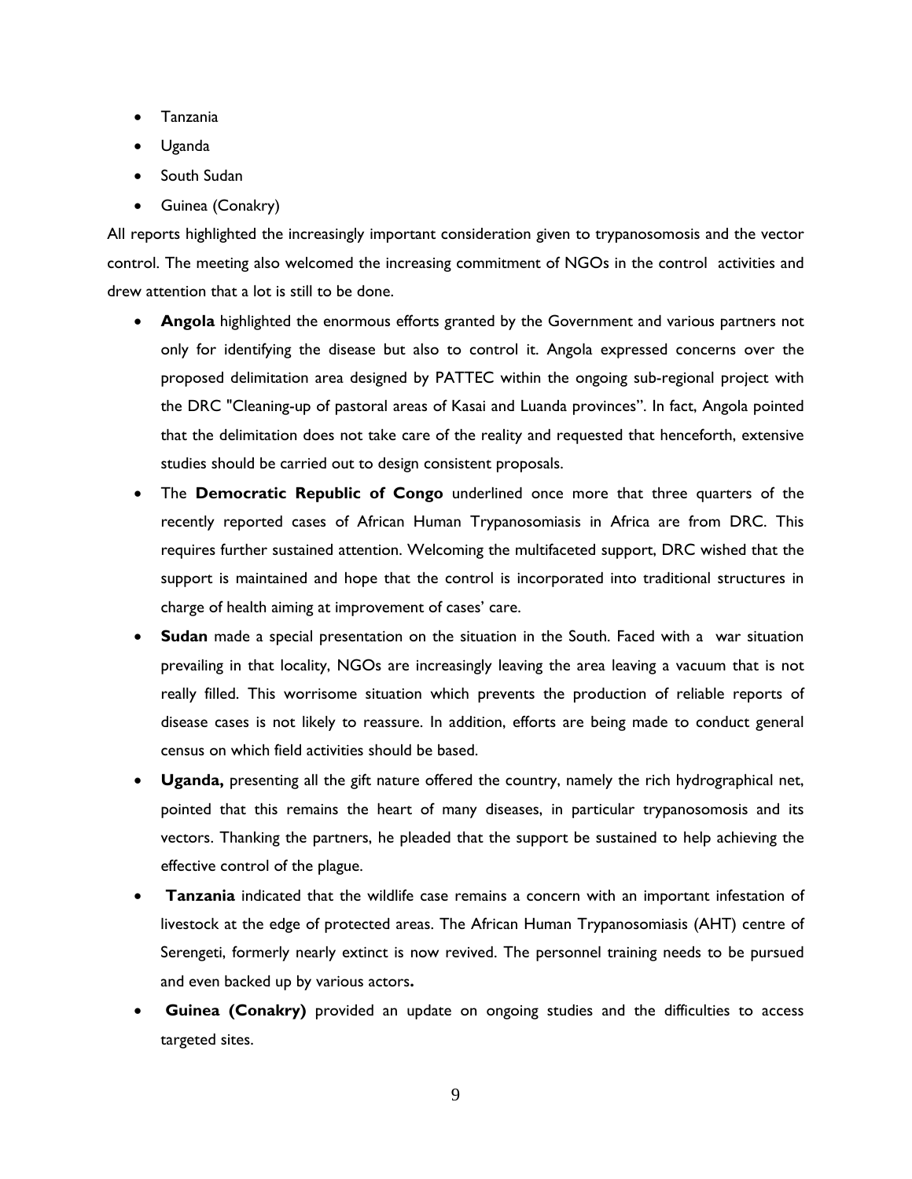- Tanzania
- Uganda
- South Sudan
- Guinea (Conakry)

All reports highlighted the increasingly important consideration given to trypanosomosis and the vector control. The meeting also welcomed the increasing commitment of NGOs in the control activities and drew attention that a lot is still to be done.

- **Angola** highlighted the enormous efforts granted by the Government and various partners not only for identifying the disease but also to control it. Angola expressed concerns over the proposed delimitation area designed by PATTEC within the ongoing sub-regional project with the DRC "Cleaning-up of pastoral areas of Kasai and Luanda provinces". In fact, Angola pointed that the delimitation does not take care of the reality and requested that henceforth, extensive studies should be carried out to design consistent proposals.
- The **Democratic Republic of Congo** underlined once more that three quarters of the recently reported cases of African Human Trypanosomiasis in Africa are from DRC. This requires further sustained attention. Welcoming the multifaceted support, DRC wished that the support is maintained and hope that the control is incorporated into traditional structures in charge of health aiming at improvement of cases' care.
- **Sudan** made a special presentation on the situation in the South. Faced with a war situation prevailing in that locality, NGOs are increasingly leaving the area leaving a vacuum that is not really filled. This worrisome situation which prevents the production of reliable reports of disease cases is not likely to reassure. In addition, efforts are being made to conduct general census on which field activities should be based.
- **Uganda,** presenting all the gift nature offered the country, namely the rich hydrographical net, pointed that this remains the heart of many diseases, in particular trypanosomosis and its vectors. Thanking the partners, he pleaded that the support be sustained to help achieving the effective control of the plague.
- **Tanzania** indicated that the wildlife case remains a concern with an important infestation of livestock at the edge of protected areas. The African Human Trypanosomiasis (AHT) centre of Serengeti, formerly nearly extinct is now revived. The personnel training needs to be pursued and even backed up by various actors**.**
- **Guinea (Conakry)** provided an update on ongoing studies and the difficulties to access targeted sites.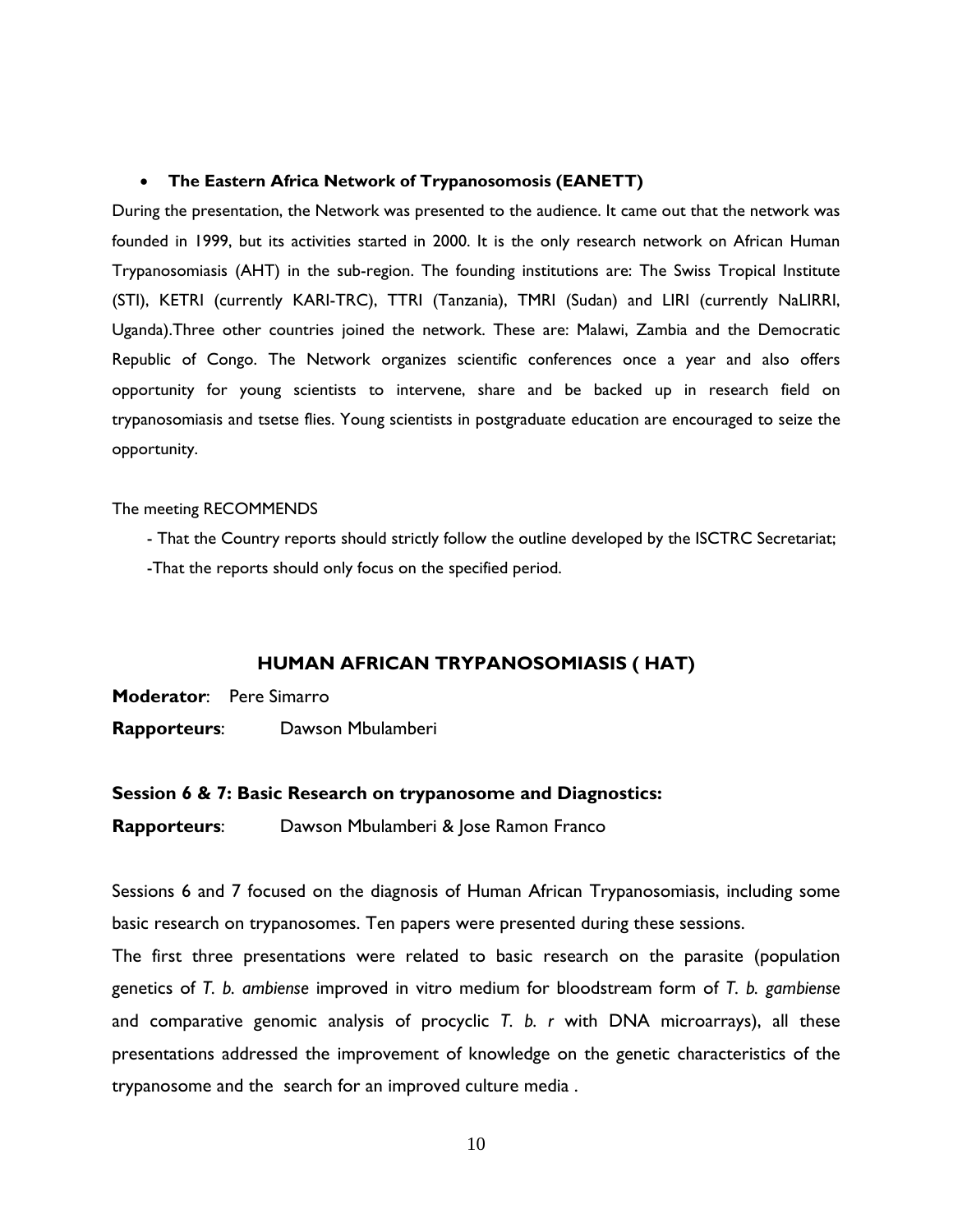- **The Eastern Africa Network of Trypanosomosis (EANETT)**

During the presentation, the Network was presented to the audience. It came out that the network was founded in 1999, but its activities started in 2000. It is the only research network on African Human Trypanosomiasis (AHT) in the sub-region. The founding institutions are: The Swiss Tropical Institute (STI), KETRI (currently KARI-TRC), TTRI (Tanzania), TMRI (Sudan) and LIRI (currently NaLIRRI, Uganda).Three other countries joined the network. These are: Malawi, Zambia and the Democratic Republic of Congo. The Network organizes scientific conferences once a year and also offers opportunity for young scientists to intervene, share and be backed up in research field on trypanosomiasis and tsetse flies. Young scientists in postgraduate education are encouraged to seize the opportunity.

The meeting RECOMMENDS

- That the Country reports should strictly follow the outline developed by the ISCTRC Secretariat;
- That the reports should only focus on the specified period.

## HUMAN AFRICAN TRYPANOSOMIASIS ( HAT)

**Moderator**: Pere Simarro

**Rapporteurs**: Dawson Mbulamberi

### Session 6 & 7: Basic Research on trypanosome and Diagnostics:

**Rapporteurs**: Dawson Mbulamberi & Jose Ramon Franco

Sessions 6 and 7 focused on the diagnosis of Human African Trypanosomiasis, including some basic research on trypanosomes. Ten papers were presented during these sessions.

The first three presentations were related to basic research on the parasite (population genetics of *T. b. ambiense* improved in vitro medium for bloodstream form of *T. b. gambiense* and comparative genomic analysis of procyclic *T. b. r* with DNA microarrays), all these presentations addressed the improvement of knowledge on the genetic characteristics of the trypanosome and the search for an improved culture media .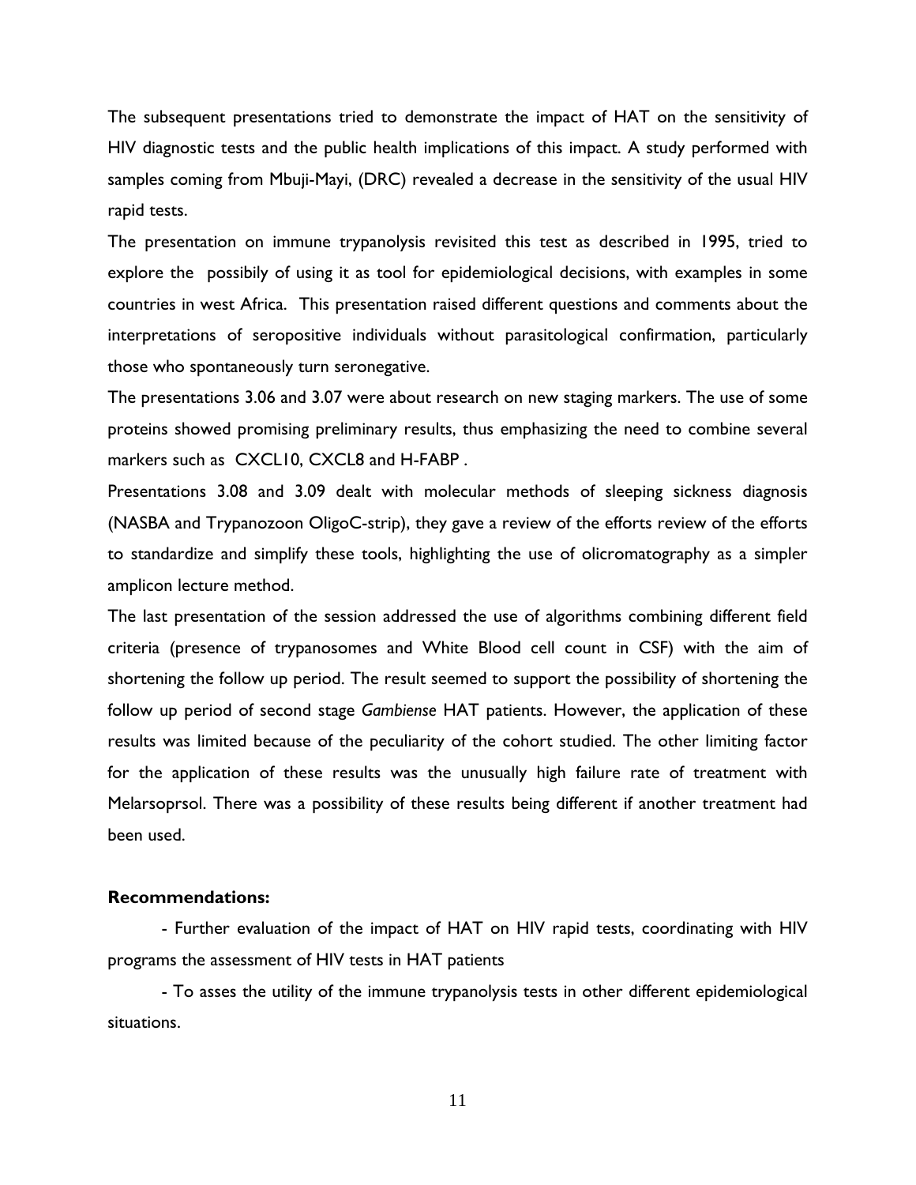The subsequent presentations tried to demonstrate the impact of HAT on the sensitivity of HIV diagnostic tests and the public health implications of this impact. A study performed with samples coming from Mbuji-Mayi, (DRC) revealed a decrease in the sensitivity of the usual HIV rapid tests.

The presentation on immune trypanolysis revisited this test as described in 1995, tried to explore the possibily of using it as tool for epidemiological decisions, with examples in some countries in west Africa. This presentation raised different questions and comments about the interpretations of seropositive individuals without parasitological confirmation, particularly those who spontaneously turn seronegative.

The presentations 3.06 and 3.07 were about research on new staging markers. The use of some proteins showed promising preliminary results, thus emphasizing the need to combine several markers such as CXCL10, CXCL8 and H-FABP .

Presentations 3.08 and 3.09 dealt with molecular methods of sleeping sickness diagnosis (NASBA and Trypanozoon OligoC-strip), they gave a review of the efforts review of the efforts to standardize and simplify these tools, highlighting the use of olicromatography as a simpler amplicon lecture method.

The last presentation of the session addressed the use of algorithms combining different field criteria (presence of trypanosomes and White Blood cell count in CSF) with the aim of shortening the follow up period. The result seemed to support the possibility of shortening the follow up period of second stage *Gambiense* HAT patients. However, the application of these results was limited because of the peculiarity of the cohort studied. The other limiting factor for the application of these results was the unusually high failure rate of treatment with Melarsoprsol. There was a possibility of these results being different if another treatment had been used.

**Recommendations:**

- Further evaluation of the impact of HAT on HIV rapid tests, coordinating with HIV programs the assessment of HIV tests in HAT patients
- To asses the utility of the immune trypanolysis tests in other different epidemiological situations.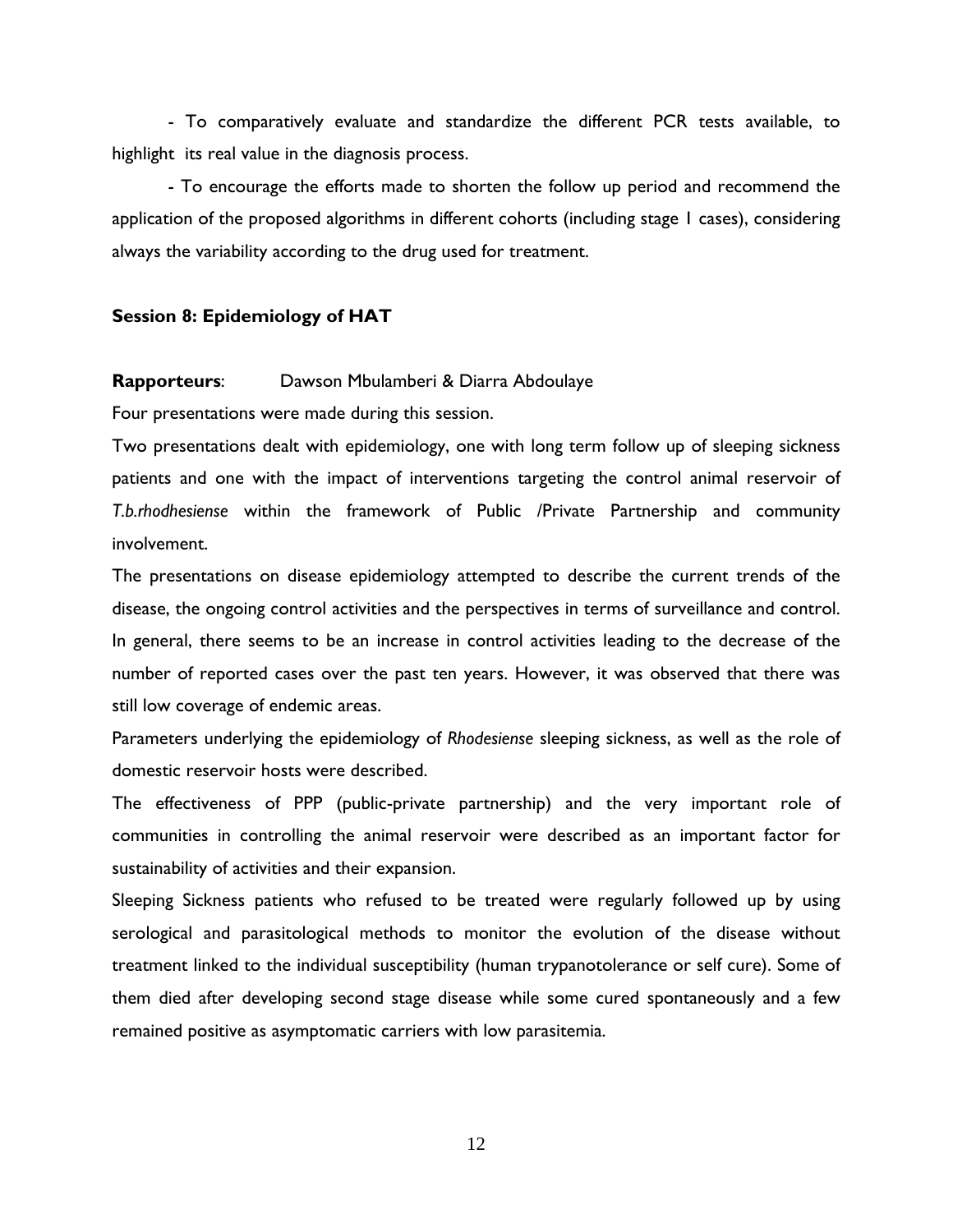- To comparatively evaluate and standardize the different PCR tests available, to highlight its real value in the diagnosis process.

- To encourage the efforts made to shorten the follow up period and recommend the application of the proposed algorithms in different cohorts (including stage I cases), considering always the variability according to the drug used for treatment.

### Session 8: Epidemiology of HAT

**Rapporteurs**: Dawson Mbulamberi & Diarra Abdoulaye

Four presentations were made during this session.

Two presentations dealt with epidemiology, one with long term follow up of sleeping sickness patients and one with the impact of interventions targeting the control animal reservoir of *T.b.rhodhesiense* within the framework of Public /Private Partnership and community involvement.

The presentations on disease epidemiology attempted to describe the current trends of the disease, the ongoing control activities and the perspectives in terms of surveillance and control. In general, there seems to be an increase in control activities leading to the decrease of the number of reported cases over the past ten years. However, it was observed that there was still low coverage of endemic areas.

Parameters underlying the epidemiology of *Rhodesiense* sleeping sickness, as well as the role of domestic reservoir hosts were described.

The effectiveness of PPP (public-private partnership) and the very important role of communities in controlling the animal reservoir were described as an important factor for sustainability of activities and their expansion.

Sleeping Sickness patients who refused to be treated were regularly followed up by using serological and parasitological methods to monitor the evolution of the disease without treatment linked to the individual susceptibility (human trypanotolerance or self cure). Some of them died after developing second stage disease while some cured spontaneously and a few remained positive as asymptomatic carriers with low parasitemia.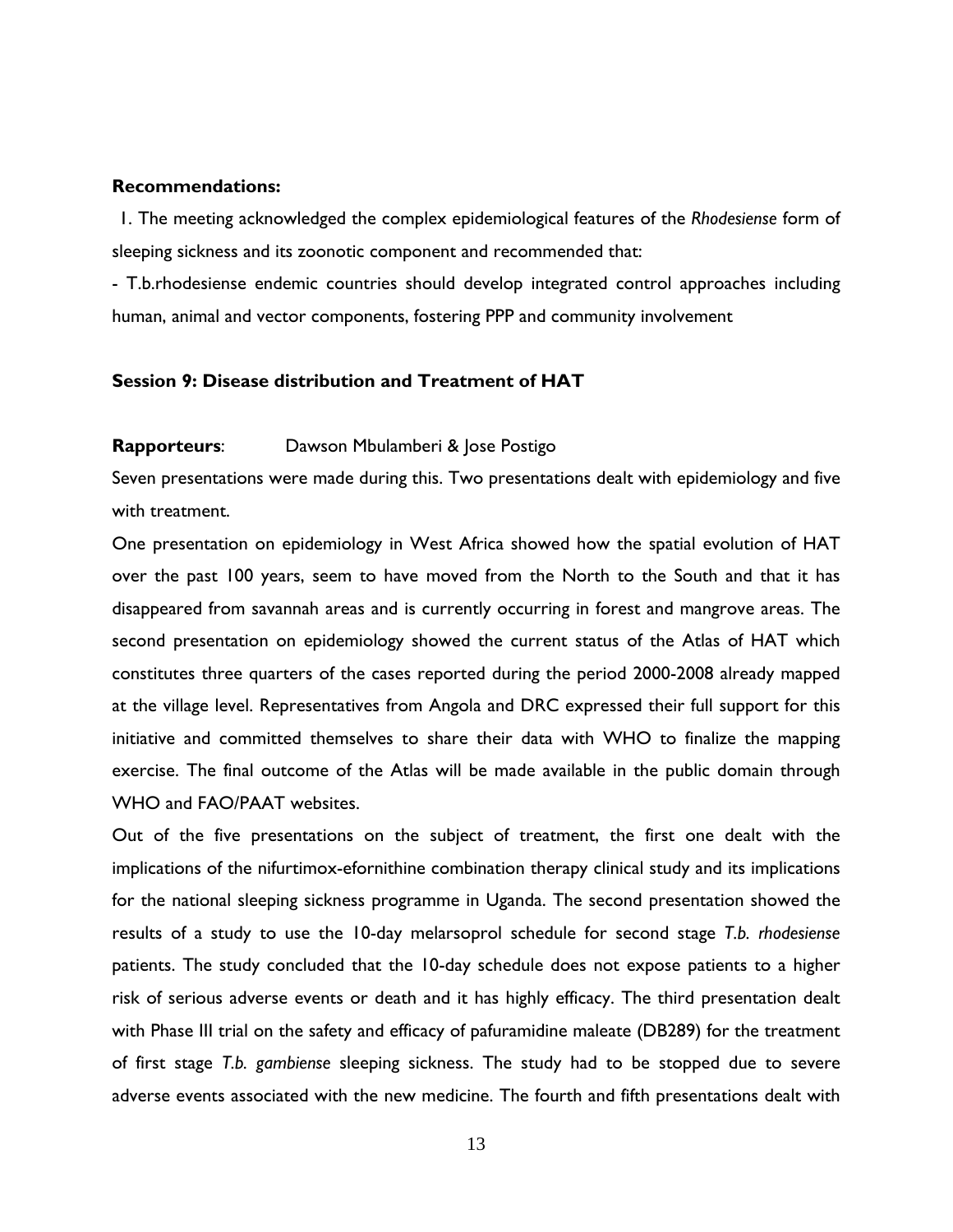**Recommendations:**

1. The meeting acknowledged the complex epidemiological features of the *Rhodesiense* form of sleeping sickness and its zoonotic component and recommended that:

- T.b.rhodesiense endemic countries should develop integrated control approaches including human, animal and vector components, fostering PPP and community involvement

**Session 9: Disease distribution and Treatment of HAT**

**Rapporteurs**: Dawson Mbulamberi & Jose Postigo

Seven presentations were made during this. Two presentations dealt with epidemiology and five with treatment.

One presentation on epidemiology in West Africa showed how the spatial evolution of HAT over the past 100 years, seem to have moved from the North to the South and that it has disappeared from savannah areas and is currently occurring in forest and mangrove areas. The second presentation on epidemiology showed the current status of the Atlas of HAT which constitutes three quarters of the cases reported during the period 2000-2008 already mapped at the village level. Representatives from Angola and DRC expressed their full support for this initiative and committed themselves to share their data with WHO to finalize the mapping exercise. The final outcome of the Atlas will be made available in the public domain through WHO and FAO/PAAT websites.

Out of the five presentations on the subject of treatment, the first one dealt with the implications of the nifurtimox-efornithine combination therapy clinical study and its implications for the national sleeping sickness programme in Uganda. The second presentation showed the results of a study to use the 10-day melarsoprol schedule for second stage *T.b. rhodesiense* patients. The study concluded that the 10-day schedule does not expose patients to a higher risk of serious adverse events or death and it has highly efficacy. The third presentation dealt with Phase III trial on the safety and efficacy of pafuramidine maleate (DB289) for the treatment of first stage *T.b. gambiense* sleeping sickness. The study had to be stopped due to severe adverse events associated with the new medicine. The fourth and fifth presentations dealt with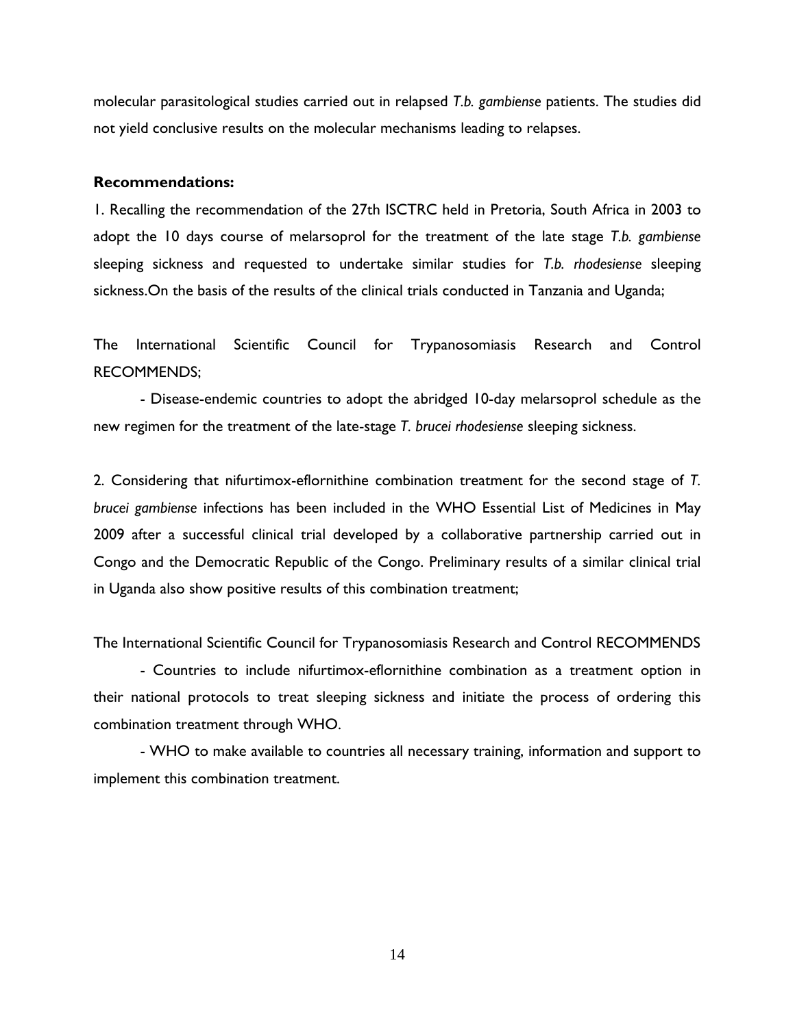molecular parasitological studies carried out in relapsed *T.b. gambiense* patients. The studies did not yield conclusive results on the molecular mechanisms leading to relapses.

**Recommendations:**

1. Recalling the recommendation of the 27th ISCTRC held in Pretoria, South Africa in 2003 to adopt the 10 days course of melarsoprol for the treatment of the late stage *T.b. gambiense* sleeping sickness and requested to undertake similar studies for *T.b. rhodesiense* sleeping sickness.On the basis of the results of the clinical trials conducted in Tanzania and Uganda;

The International Scientific Council for Trypanosomiasis Research and Control RECOMMENDS;

- Disease-endemic countries to adopt the abridged 10-day melarsoprol schedule as the new regimen for the treatment of the late-stage *T. brucei rhodesiense* sleeping sickness.

2. Considering that nifurtimox-eflornithine combination treatment for the second stage of *T. brucei gambiense* infections has been included in the WHO Essential List of Medicines in May 2009 after a successful clinical trial developed by a collaborative partnership carried out in Congo and the Democratic Republic of the Congo. Preliminary results of a similar clinical trial in Uganda also show positive results of this combination treatment;

The International Scientific Council for Trypanosomiasis Research and Control RECOMMENDS

- Countries to include nifurtimox-eflornithine combination as a treatment option in their national protocols to treat sleeping sickness and initiate the process of ordering this combination treatment through WHO.
- WHO to make available to countries all necessary training, information and support to implement this combination treatment.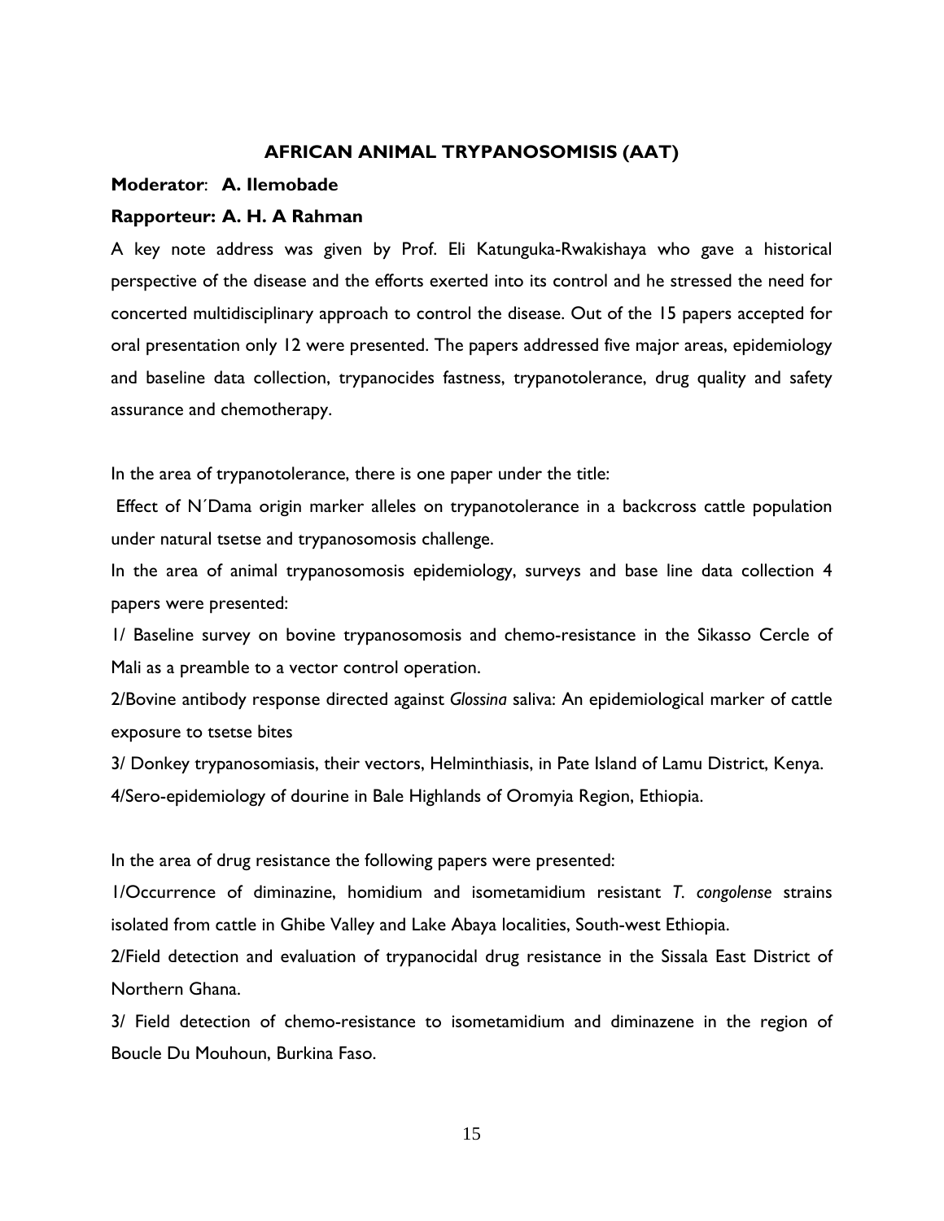## AFRICAN ANIMAL TRYPANOSOMISIS (AAT)

**Moderator**: **A. Ilemobade**

**Rapporteur: A. H. A Rahman**

A key note address was given by Prof. Eli Katunguka-Rwakishaya who gave a historical perspective of the disease and the efforts exerted into its control and he stressed the need for concerted multidisciplinary approach to control the disease. Out of the 15 papers accepted for oral presentation only 12 were presented. The papers addressed five major areas, epidemiology and baseline data collection, trypanocides fastness, trypanotolerance, drug quality and safety assurance and chemotherapy.

In the area of trypanotolerance, there is one paper under the title:

Effect of N´Dama origin marker alleles on trypanotolerance in a backcross cattle population under natural tsetse and trypanosomosis challenge.

In the area of animal trypanosomosis epidemiology, surveys and base line data collection 4 papers were presented:

1/ Baseline survey on bovine trypanosomosis and chemo-resistance in the Sikasso Cercle of Mali as a preamble to a vector control operation.

2/Bovine antibody response directed against *Glossina* saliva: An epidemiological marker of cattle exposure to tsetse bites

3/ Donkey trypanosomiasis, their vectors, Helminthiasis, in Pate Island of Lamu District, Kenya.

4/Sero-epidemiology of dourine in Bale Highlands of Oromyia Region, Ethiopia.

In the area of drug resistance the following papers were presented:

1/Occurrence of diminazine, homidium and isometamidium resistant *T. congolense* strains isolated from cattle in Ghibe Valley and Lake Abaya localities, South-west Ethiopia.

2/Field detection and evaluation of trypanocidal drug resistance in the Sissala East District of Northern Ghana.

3/ Field detection of chemo-resistance to isometamidium and diminazene in the region of Boucle Du Mouhoun, Burkina Faso.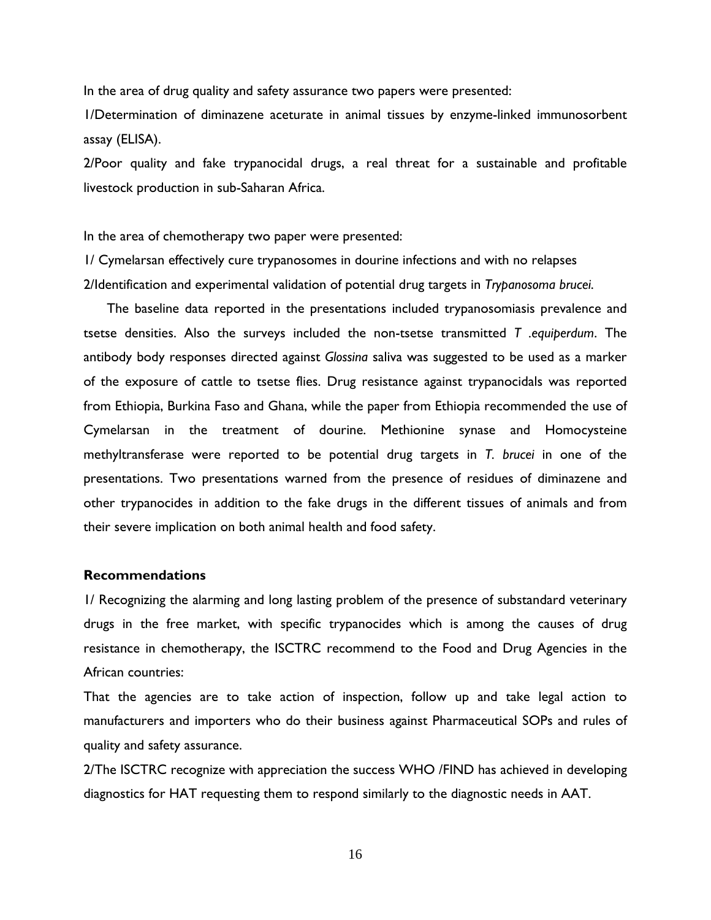In the area of drug quality and safety assurance two papers were presented:

1/Determination of diminazene aceturate in animal tissues by enzyme-linked immunosorbent assay (ELISA).

2/Poor quality and fake trypanocidal drugs, a real threat for a sustainable and profitable livestock production in sub-Saharan Africa.

In the area of chemotherapy two paper were presented:

1/ Cymelarsan effectively cure trypanosomes in dourine infections and with no relapses

2/Identification and experimental validation of potential drug targets in *Trypanosoma brucei.*

The baseline data reported in the presentations included trypanosomiasis prevalence and tsetse densities. Also the surveys included the non-tsetse transmitted *T .equiperdum*. The antibody body responses directed against *Glossina* saliva was suggested to be used as a marker of the exposure of cattle to tsetse flies. Drug resistance against trypanocidals was reported from Ethiopia, Burkina Faso and Ghana, while the paper from Ethiopia recommended the use of Cymelarsan in the treatment of dourine. Methionine synase and Homocysteine methyltransferase were reported to be potential drug targets in *T. brucei* in one of the presentations. Two presentations warned from the presence of residues of diminazene and other trypanocides in addition to the fake drugs in the different tissues of animals and from their severe implication on both animal health and food safety.

**Recommendations**

1/ Recognizing the alarming and long lasting problem of the presence of substandard veterinary drugs in the free market, with specific trypanocides which is among the causes of drug resistance in chemotherapy, the ISCTRC recommend to the Food and Drug Agencies in the African countries:

That the agencies are to take action of inspection, follow up and take legal action to manufacturers and importers who do their business against Pharmaceutical SOPs and rules of quality and safety assurance.

2/The ISCTRC recognize with appreciation the success WHO /FIND has achieved in developing diagnostics for HAT requesting them to respond similarly to the diagnostic needs in AAT.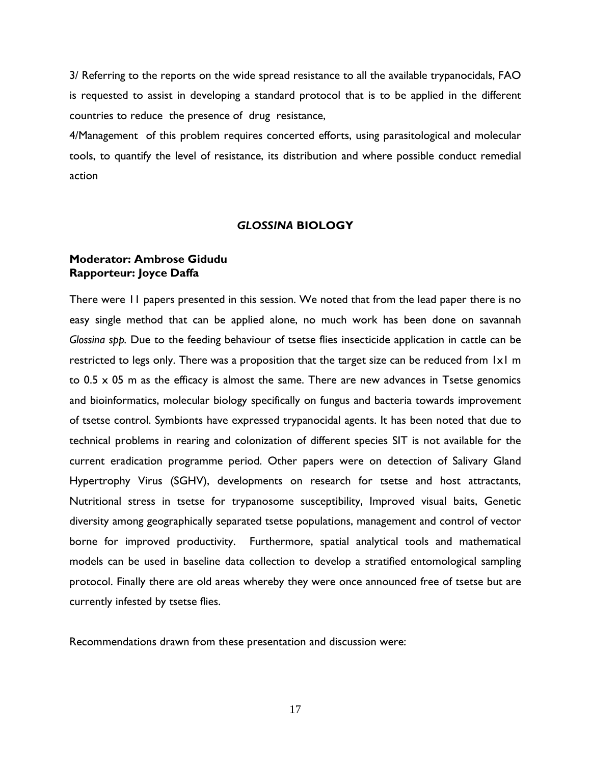3/ Referring to the reports on the wide spread resistance to all the available trypanocidals, FAO is requested to assist in developing a standard protocol that is to be applied in the different countries to reduce the presence of drug resistance,

4/Management of this problem requires concerted efforts, using parasitological and molecular tools, to quantify the level of resistance, its distribution and where possible conduct remedial action

## *GLOSSINA* BIOLOGY

**Moderator: Ambrose Gidudu**
**Rapporteur: Joyce Daffa**

There were 11 papers presented in this session. We noted that from the lead paper there is no easy single method that can be applied alone, no much work has been done on savannah *Glossina spp.* Due to the feeding behaviour of tsetse flies insecticide application in cattle can be restricted to legs only. There was a proposition that the target size can be reduced from 1x1 m to 0.5 x 05 m as the efficacy is almost the same. There are new advances in Tsetse genomics and bioinformatics, molecular biology specifically on fungus and bacteria towards improvement of tsetse control. Symbionts have expressed trypanocidal agents. It has been noted that due to technical problems in rearing and colonization of different species SIT is not available for the current eradication programme period. Other papers were on detection of Salivary Gland Hypertrophy Virus (SGHV), developments on research for tsetse and host attractants, Nutritional stress in tsetse for trypanosome susceptibility, Improved visual baits, Genetic diversity among geographically separated tsetse populations, management and control of vector borne for improved productivity. Furthermore, spatial analytical tools and mathematical models can be used in baseline data collection to develop a stratified entomological sampling protocol. Finally there are old areas whereby they were once announced free of tsetse but are currently infested by tsetse flies.

Recommendations drawn from these presentation and discussion were: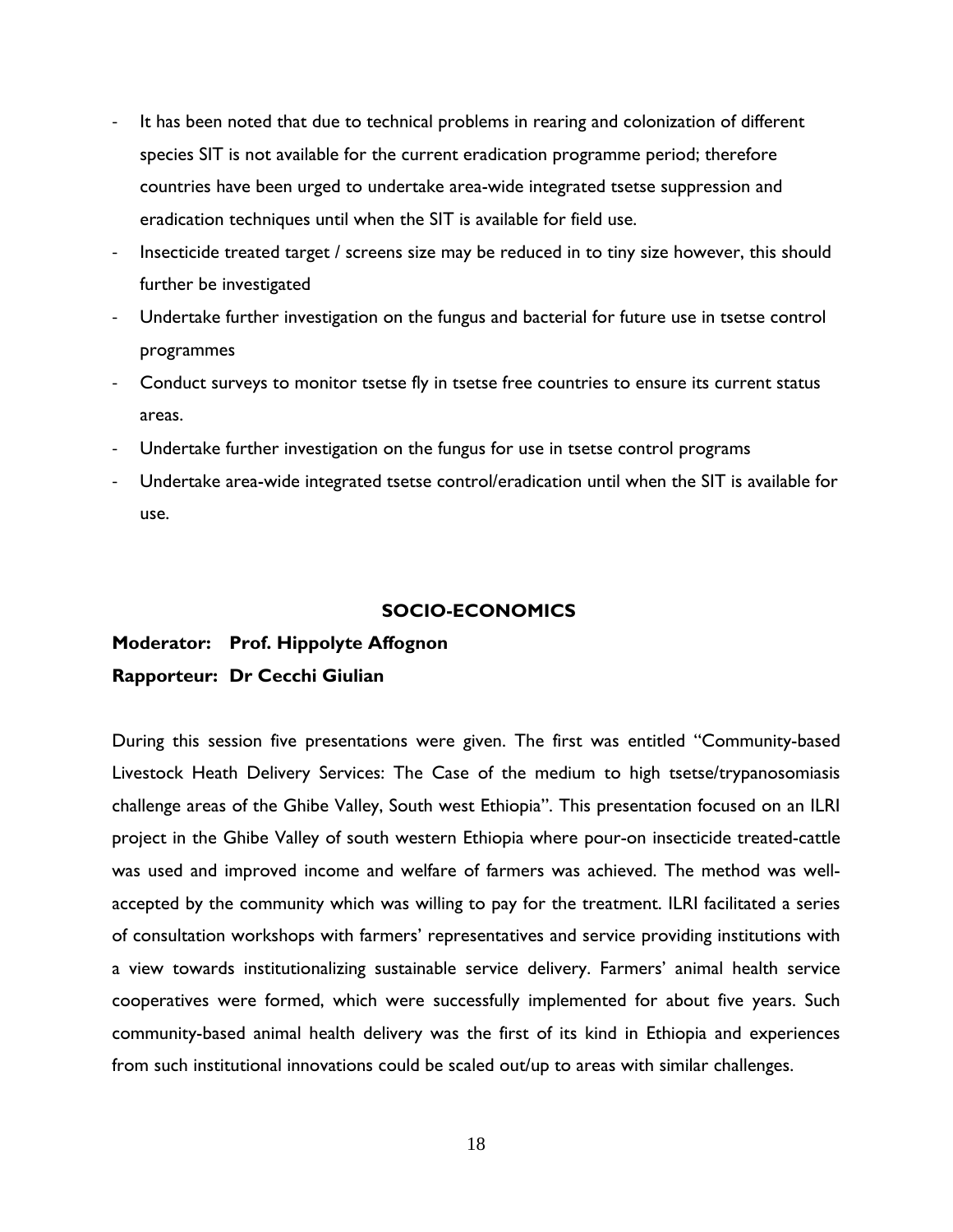- It has been noted that due to technical problems in rearing and colonization of different species SIT is not available for the current eradication programme period; therefore countries have been urged to undertake area-wide integrated tsetse suppression and eradication techniques until when the SIT is available for field use.
- Insecticide treated target / screens size may be reduced in to tiny size however, this should further be investigated
- Undertake further investigation on the fungus and bacterial for future use in tsetse control programmes
- Conduct surveys to monitor tsetse fly in tsetse free countries to ensure its current status areas.
- Undertake further investigation on the fungus for use in tsetse control programs
- Undertake area-wide integrated tsetse control/eradication until when the SIT is available for use.

## SOCIO-ECONOMICS

**Moderator: Prof. Hippolyte Affognon**

**Rapporteur: Dr Cecchi Giulian**

During this session five presentations were given. The first was entitled "Community-based Livestock Heath Delivery Services: The Case of the medium to high tsetse/trypanosomiasis challenge areas of the Ghibe Valley, South west Ethiopia". This presentation focused on an ILRI project in the Ghibe Valley of south western Ethiopia where pour-on insecticide treated-cattle was used and improved income and welfare of farmers was achieved. The method was well-accepted by the community which was willing to pay for the treatment. ILRI facilitated a series of consultation workshops with farmers' representatives and service providing institutions with a view towards institutionalizing sustainable service delivery. Farmers' animal health service cooperatives were formed, which were successfully implemented for about five years. Such community-based animal health delivery was the first of its kind in Ethiopia and experiences from such institutional innovations could be scaled out/up to areas with similar challenges.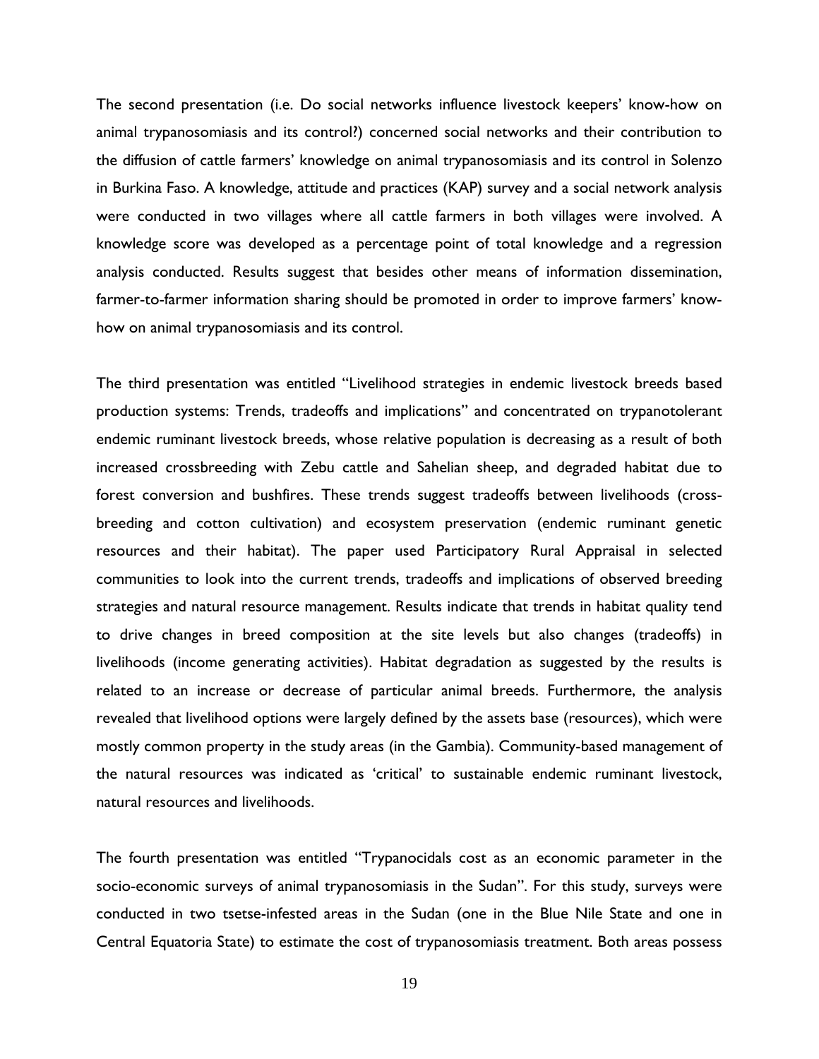The second presentation (i.e. Do social networks influence livestock keepers' know-how on animal trypanosomiasis and its control?) concerned social networks and their contribution to the diffusion of cattle farmers' knowledge on animal trypanosomiasis and its control in Solenzo in Burkina Faso. A knowledge, attitude and practices (KAP) survey and a social network analysis were conducted in two villages where all cattle farmers in both villages were involved. A knowledge score was developed as a percentage point of total knowledge and a regression analysis conducted. Results suggest that besides other means of information dissemination, farmer-to-farmer information sharing should be promoted in order to improve farmers' know-how on animal trypanosomiasis and its control.

The third presentation was entitled "Livelihood strategies in endemic livestock breeds based production systems: Trends, tradeoffs and implications" and concentrated on trypanotolerant endemic ruminant livestock breeds, whose relative population is decreasing as a result of both increased crossbreeding with Zebu cattle and Sahelian sheep, and degraded habitat due to forest conversion and bushfires. These trends suggest tradeoffs between livelihoods (cross-breeding and cotton cultivation) and ecosystem preservation (endemic ruminant genetic resources and their habitat). The paper used Participatory Rural Appraisal in selected communities to look into the current trends, tradeoffs and implications of observed breeding strategies and natural resource management. Results indicate that trends in habitat quality tend to drive changes in breed composition at the site levels but also changes (tradeoffs) in livelihoods (income generating activities). Habitat degradation as suggested by the results is related to an increase or decrease of particular animal breeds. Furthermore, the analysis revealed that livelihood options were largely defined by the assets base (resources), which were mostly common property in the study areas (in the Gambia). Community-based management of the natural resources was indicated as 'critical' to sustainable endemic ruminant livestock, natural resources and livelihoods.

The fourth presentation was entitled "Trypanocidals cost as an economic parameter in the socio-economic surveys of animal trypanosomiasis in the Sudan". For this study, surveys were conducted in two tsetse-infested areas in the Sudan (one in the Blue Nile State and one in Central Equatoria State) to estimate the cost of trypanosomiasis treatment. Both areas possess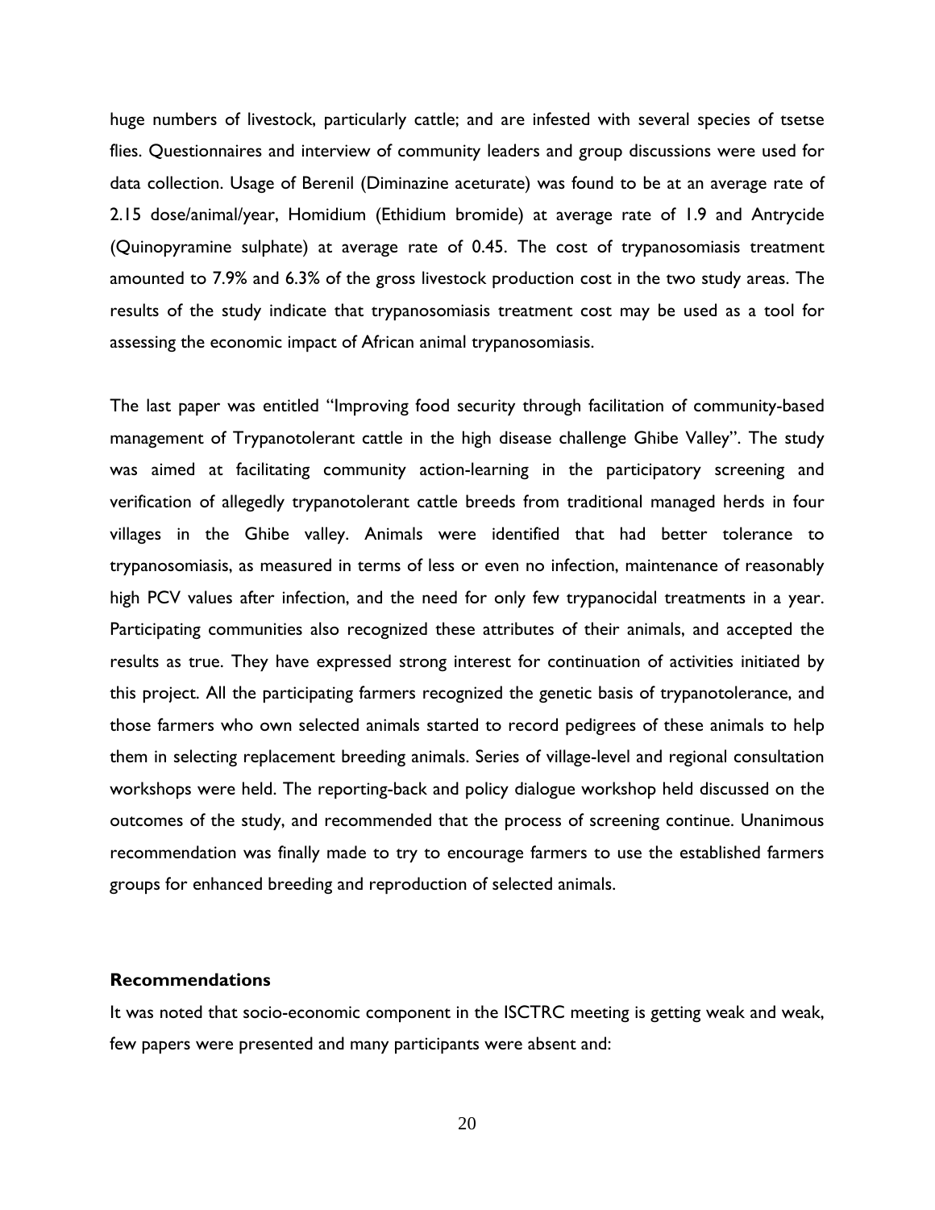huge numbers of livestock, particularly cattle; and are infested with several species of tsetse flies. Questionnaires and interview of community leaders and group discussions were used for data collection. Usage of Berenil (Diminazine aceturate) was found to be at an average rate of 2.15 dose/animal/year, Homidium (Ethidium bromide) at average rate of 1.9 and Antrycide (Quinopyramine sulphate) at average rate of 0.45. The cost of trypanosomiasis treatment amounted to 7.9% and 6.3% of the gross livestock production cost in the two study areas. The results of the study indicate that trypanosomiasis treatment cost may be used as a tool for assessing the economic impact of African animal trypanosomiasis.

The last paper was entitled "Improving food security through facilitation of community-based management of Trypanotolerant cattle in the high disease challenge Ghibe Valley". The study was aimed at facilitating community action-learning in the participatory screening and verification of allegedly trypanotolerant cattle breeds from traditional managed herds in four villages in the Ghibe valley. Animals were identified that had better tolerance to trypanosomiasis, as measured in terms of less or even no infection, maintenance of reasonably high PCV values after infection, and the need for only few trypanocidal treatments in a year. Participating communities also recognized these attributes of their animals, and accepted the results as true. They have expressed strong interest for continuation of activities initiated by this project. All the participating farmers recognized the genetic basis of trypanotolerance, and those farmers who own selected animals started to record pedigrees of these animals to help them in selecting replacement breeding animals. Series of village-level and regional consultation workshops were held. The reporting-back and policy dialogue workshop held discussed on the outcomes of the study, and recommended that the process of screening continue. Unanimous recommendation was finally made to try to encourage farmers to use the established farmers groups for enhanced breeding and reproduction of selected animals.

**Recommendations**

It was noted that socio-economic component in the ISCTRC meeting is getting weak and weak, few papers were presented and many participants were absent and: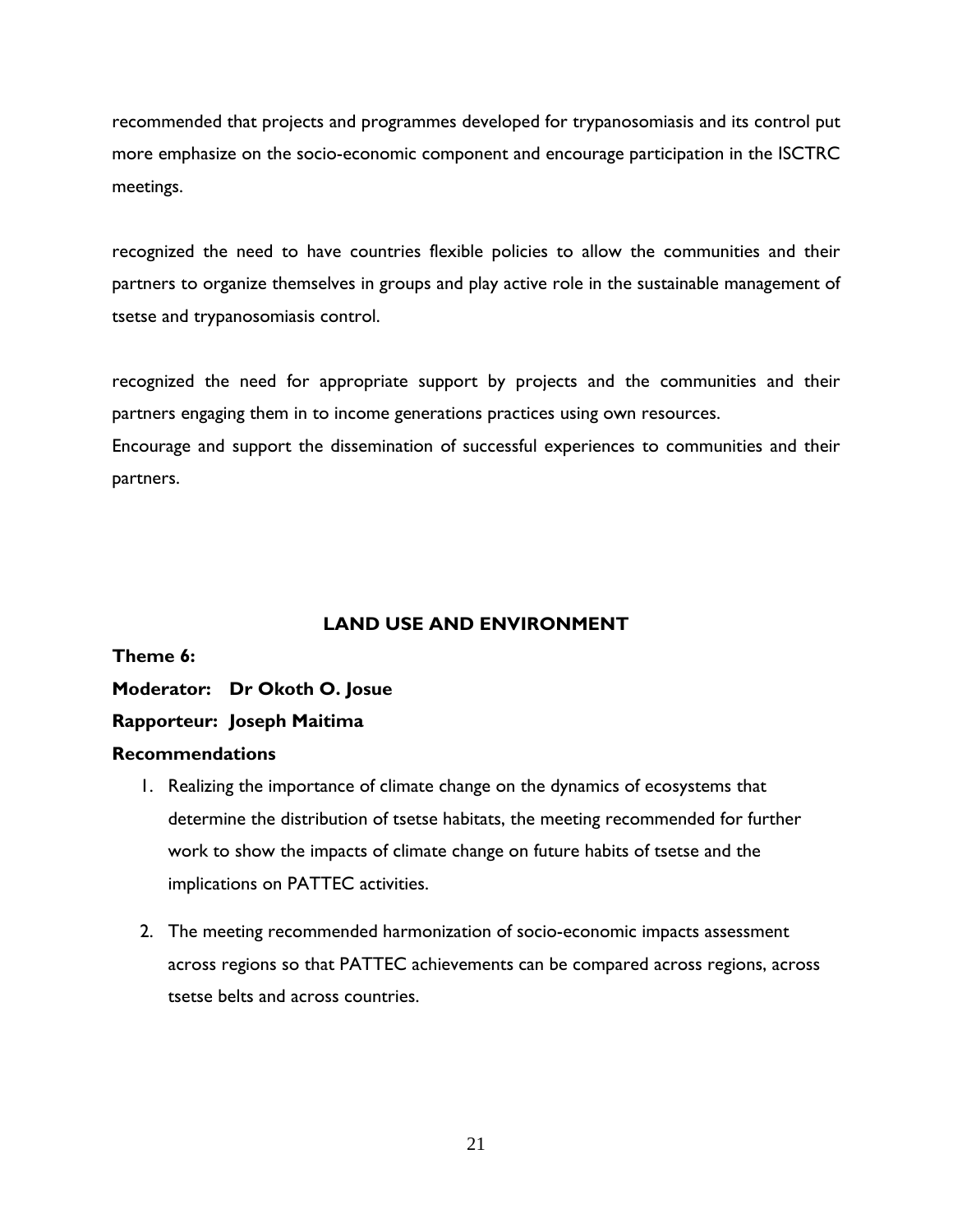recommended that projects and programmes developed for trypanosomiasis and its control put more emphasize on the socio-economic component and encourage participation in the ISCTRC meetings.

recognized the need to have countries flexible policies to allow the communities and their partners to organize themselves in groups and play active role in the sustainable management of tsetse and trypanosomiasis control.

recognized the need for appropriate support by projects and the communities and their partners engaging them in to income generations practices using own resources.
Encourage and support the dissemination of successful experiences to communities and their partners.

## LAND USE AND ENVIRONMENT

**Theme 6:**

**Moderator: Dr Okoth O. Josue**

**Rapporteur: Joseph Maitima**

**Recommendations**

1. Realizing the importance of climate change on the dynamics of ecosystems that determine the distribution of tsetse habitats, the meeting recommended for further work to show the impacts of climate change on future habits of tsetse and the implications on PATTEC activities.

2. The meeting recommended harmonization of socio-economic impacts assessment across regions so that PATTEC achievements can be compared across regions, across tsetse belts and across countries.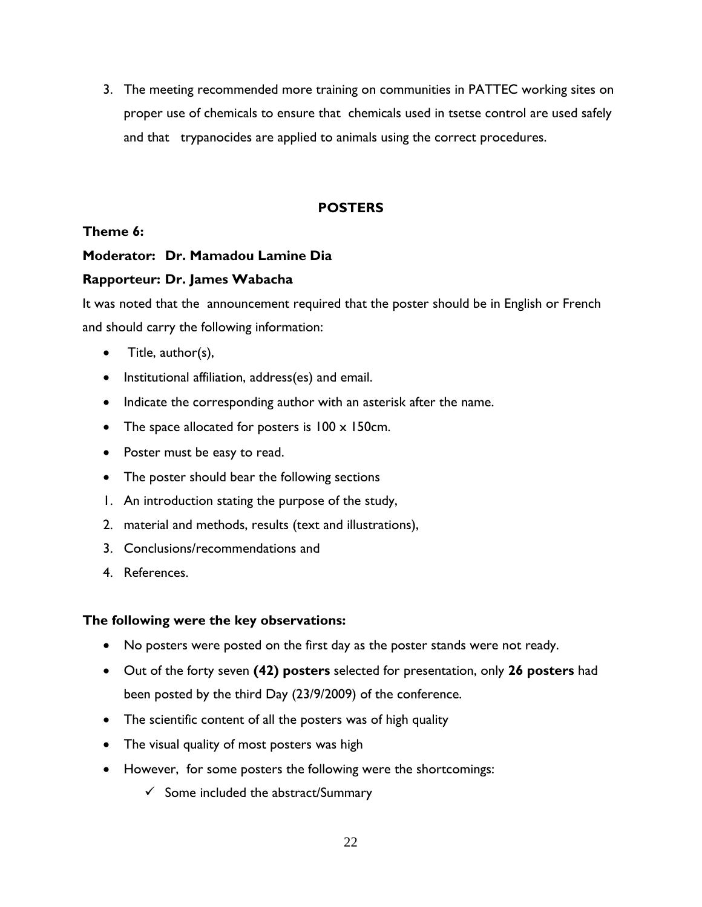3. The meeting recommended more training on communities in PATTEC working sites on proper use of chemicals to ensure that chemicals used in tsetse control are used safely and that trypanocides are applied to animals using the correct procedures.

## POSTERS

**Theme 6:**

**Moderator: Dr. Mamadou Lamine Dia**

**Rapporteur: Dr. James Wabacha**

It was noted that the announcement required that the poster should be in English or French and should carry the following information:

- Title, author(s),
- Institutional affiliation, address(es) and email.
- Indicate the corresponding author with an asterisk after the name.
- The space allocated for posters is 100 x 150cm.
- Poster must be easy to read.
- The poster should bear the following sections

1. An introduction stating the purpose of the study,
2. material and methods, results (text and illustrations),
3. Conclusions/recommendations and
4. References.

**The following were the key observations:**

- No posters were posted on the first day as the poster stands were not ready.
- Out of the forty seven **(42) posters** selected for presentation, only **26 posters** had been posted by the third Day (23/9/2009) of the conference.
- The scientific content of all the posters was of high quality
- The visual quality of most posters was high
- However, for some posters the following were the shortcomings:
    - ✓ Some included the abstract/Summary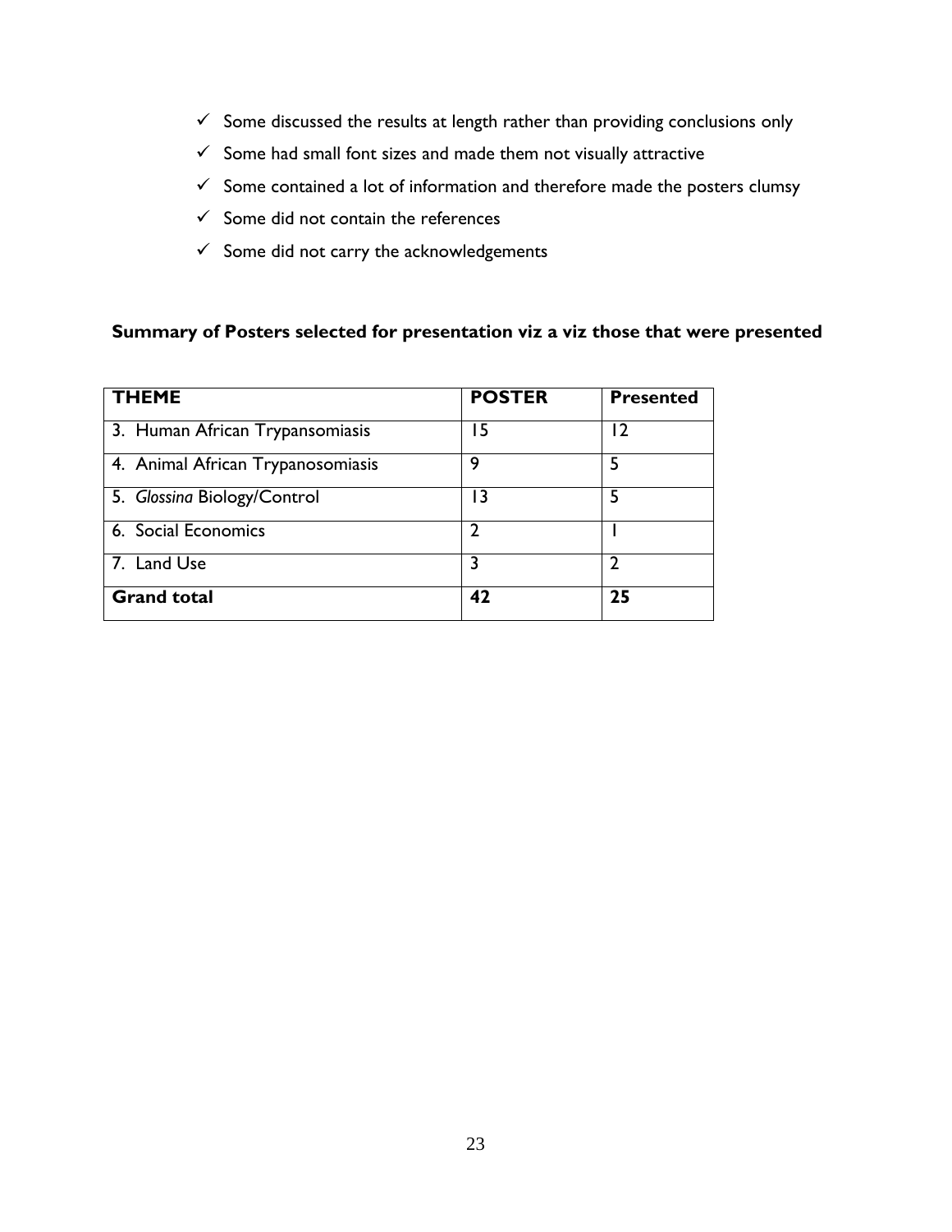- ✓ Some discussed the results at length rather than providing conclusions only
- ✓ Some had small font sizes and made them not visually attractive
- ✓ Some contained a lot of information and therefore made the posters clumsy
- ✓ Some did not contain the references
- ✓ Some did not carry the acknowledgements

**Summary of Posters selected for presentation viz a viz those that were presented**

| **THEME** | **POSTER** | **Presented** |
|---|---|---|
| 3. Human African Trypansomiasis | 15 | 12 |
| 4. Animal African Trypanosomiasis | 9 | 5 |
| 5. *Glossina* Biology/Control | 13 | 5 |
| 6. Social Economics | 2 | 1 |
| 7. Land Use | 3 | 2 |
| **Grand total** | **42** | **25** |